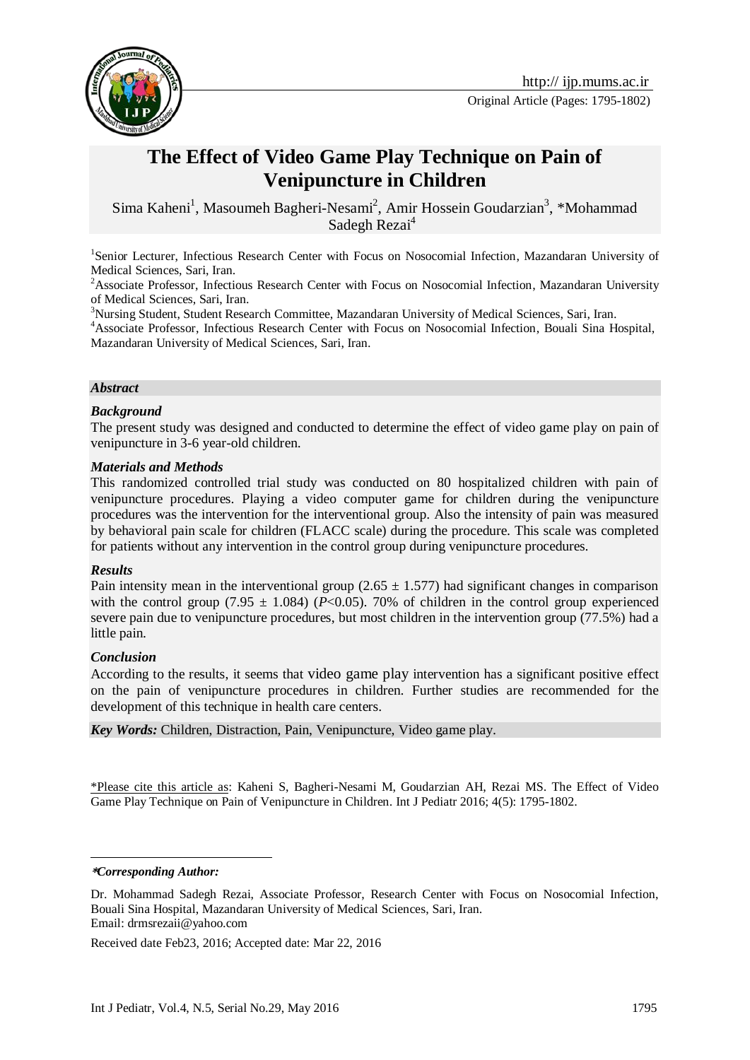http:// ijp.mums.ac.ir

Original Article (Pages: 1795-1802)

# The Effect of Video Game Play Technique on Pain of Venipuncture in Children

Sima Kaheni[1], Masoumeh Bagheri-Nesami[2], Amir Hossein Goudarzian[3], *Mohammad Sadegh Rezai[4]

[1]Senior Lecturer, Infectious Research Center with Focus on Nosocomial Infection, Mazandaran University of Medical Sciences, Sari, Iran.

[2]Associate Professor, Infectious Research Center with Focus on Nosocomial Infection, Mazandaran University of Medical Sciences, Sari, Iran.

[3]Nursing Student, Student Research Committee, Mazandaran University of Medical Sciences, Sari, Iran.

[4]Associate Professor, Infectious Research Center with Focus on Nosocomial Infection, Bouali Sina Hospital, Mazandaran University of Medical Sciences, Sari, Iran.

## *Abstract*

### *Background*

The present study was designed and conducted to determine the effect of video game play on pain of venipuncture in 3-6 year-old children.

### *Materials and Methods*

This randomized controlled trial study was conducted on 80 hospitalized children with pain of venipuncture procedures. Playing a video computer game for children during the venipuncture procedures was the intervention for the interventional group. Also the intensity of pain was measured by behavioral pain scale for children (FLACC scale) during the procedure. This scale was completed for patients without any intervention in the control group during venipuncture procedures.

### *Results*

Pain intensity mean in the interventional group ($2.65 \pm 1.577$) had significant changes in comparison with the control group ($7.95 \pm 1.084$) ($P<0.05$). 70% of children in the control group experienced severe pain due to venipuncture procedures, but most children in the intervention group (77.5%) had a little pain.

### *Conclusion*

According to the results, it seems that video game play intervention has a significant positive effect on the pain of venipuncture procedures in children. Further studies are recommended for the development of this technique in health care centers.

***Key Words:*** Children, Distraction, Pain, Venipuncture, Video game play.

*Please cite this article as: Kaheni S, Bagheri-Nesami M, Goudarzian AH, Rezai MS. The Effect of Video Game Play Technique on Pain of Venipuncture in Children. Int J Pediatr 2016; 4(5): 1795-1802.

***Corresponding Author:***

Dr. Mohammad Sadegh Rezai, Associate Professor, Research Center with Focus on Nosocomial Infection, Bouali Sina Hospital, Mazandaran University of Medical Sciences, Sari, Iran.

Email: drmsrezaii@yahoo.com

Received date Feb23, 2016; Accepted date: Mar 22, 2016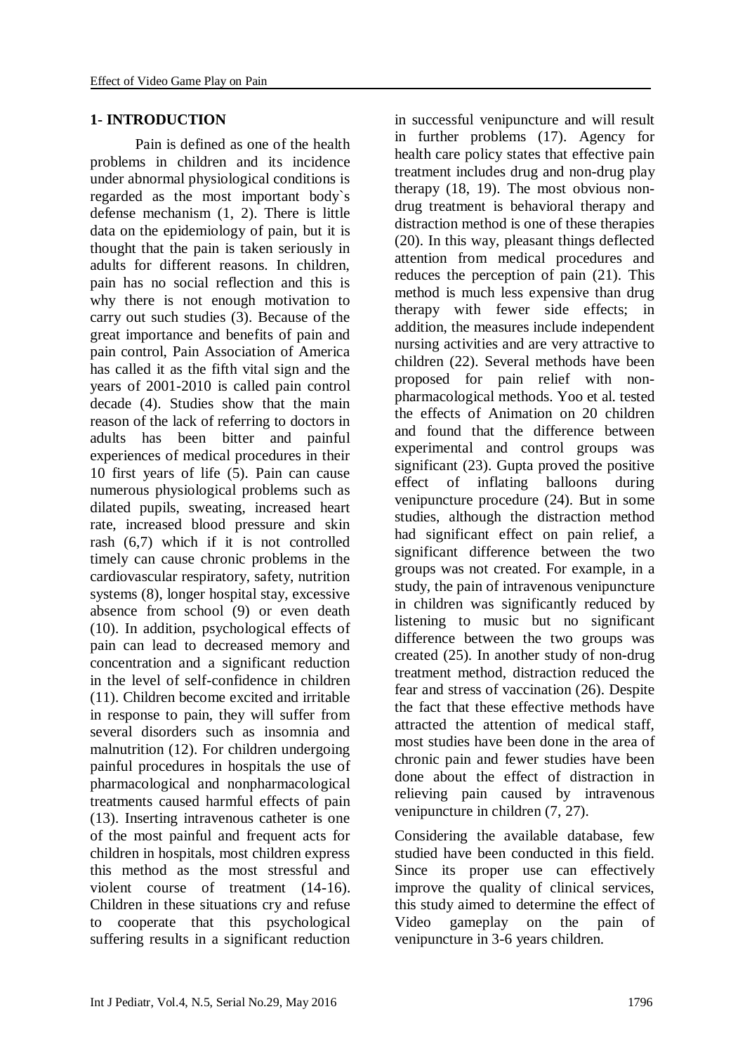## 1- INTRODUCTION

Pain is defined as one of the health problems in children and its incidence under abnormal physiological conditions is regarded as the most important body`s defense mechanism (1, 2). There is little data on the epidemiology of pain, but it is thought that the pain is taken seriously in adults for different reasons. In children, pain has no social reflection and this is why there is not enough motivation to carry out such studies (3). Because of the great importance and benefits of pain and pain control, Pain Association of America has called it as the fifth vital sign and the years of 2001-2010 is called pain control decade (4). Studies show that the main reason of the lack of referring to doctors in adults has been bitter and painful experiences of medical procedures in their 10 first years of life (5). Pain can cause numerous physiological problems such as dilated pupils, sweating, increased heart rate, increased blood pressure and skin rash (6,7) which if it is not controlled timely can cause chronic problems in the cardiovascular respiratory, safety, nutrition systems (8), longer hospital stay, excessive absence from school (9) or even death (10). In addition, psychological effects of pain can lead to decreased memory and concentration and a significant reduction in the level of self-confidence in children (11). Children become excited and irritable in response to pain, they will suffer from several disorders such as insomnia and malnutrition (12). For children undergoing painful procedures in hospitals the use of pharmacological and nonpharmacological treatments caused harmful effects of pain (13). Inserting intravenous catheter is one of the most painful and frequent acts for children in hospitals, most children express this method as the most stressful and violent course of treatment (14-16). Children in these situations cry and refuse to cooperate that this psychological suffering results in a significant reduction in successful venipuncture and will result in further problems (17). Agency for health care policy states that effective pain treatment includes drug and non-drug play therapy (18, 19). The most obvious non-drug treatment is behavioral therapy and distraction method is one of these therapies (20). In this way, pleasant things deflected attention from medical procedures and reduces the perception of pain (21). This method is much less expensive than drug therapy with fewer side effects; in addition, the measures include independent nursing activities and are very attractive to children (22). Several methods have been proposed for pain relief with non-pharmacological methods. Yoo et al. tested the effects of Animation on 20 children and found that the difference between experimental and control groups was significant (23). Gupta proved the positive effect of inflating balloons during venipuncture procedure (24). But in some studies, although the distraction method had significant effect on pain relief, a significant difference between the two groups was not created. For example, in a study, the pain of intravenous venipuncture in children was significantly reduced by listening to music but no significant difference between the two groups was created (25). In another study of non-drug treatment method, distraction reduced the fear and stress of vaccination (26). Despite the fact that these effective methods have attracted the attention of medical staff, most studies have been done in the area of chronic pain and fewer studies have been done about the effect of distraction in relieving pain caused by intravenous venipuncture in children (7, 27).

Considering the available database, few studied have been conducted in this field. Since its proper use can effectively improve the quality of clinical services, this study aimed to determine the effect of Video gameplay on the pain of venipuncture in 3-6 years children.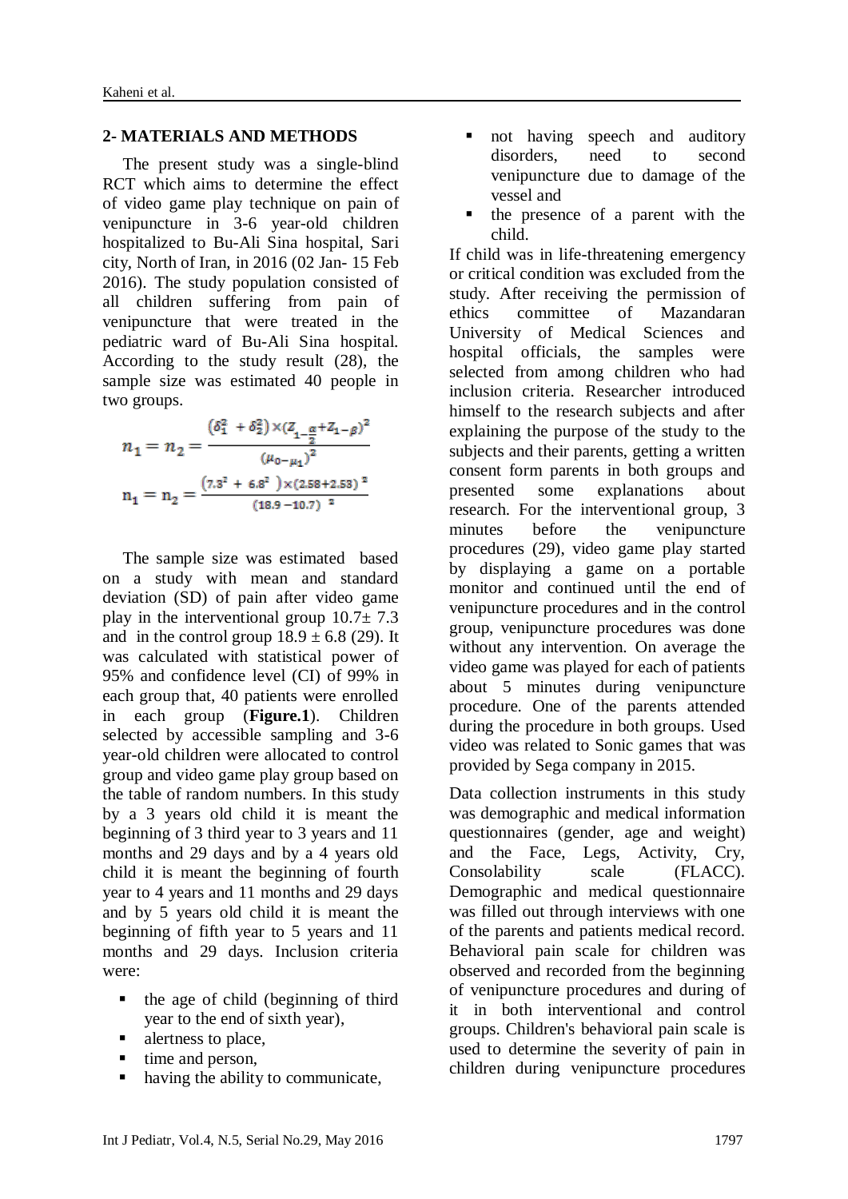## 2- MATERIALS AND METHODS

The present study was a single-blind RCT which aims to determine the effect of video game play technique on pain of venipuncture in 3-6 year-old children hospitalized to Bu-Ali Sina hospital, Sari city, North of Iran, in 2016 (02 Jan- 15 Feb 2016). The study population consisted of all children suffering from pain of venipuncture that were treated in the pediatric ward of Bu-Ali Sina hospital. According to the study result (28), the sample size was estimated 40 people in two groups.

$$n_1 = n_2 = \frac{(\delta_1^2 + \delta_2^2) \times (Z_{1-\frac{\alpha}{2}} + Z_{1-\beta})^2}{(\mu_{0-}\mu_1)^2}$$

$$n_1 = n_2 = \frac{(7.3^2 + 6.8^2) \times (2.58 + 2.58)^2}{(18.9 - 10.7)^2}$$

The sample size was estimated based on a study with mean and standard deviation (SD) of pain after video game play in the interventional group 10.7± 7.3 and in the control group 18.9 ± 6.8 (29). It was calculated with statistical power of 95% and confidence level (CI) of 99% in each group that, 40 patients were enrolled in each group (**Figure.1**). Children selected by accessible sampling and 3-6 year-old children were allocated to control group and video game play group based on the table of random numbers. In this study by a 3 years old child it is meant the beginning of 3 third year to 3 years and 11 months and 29 days and by a 4 years old child it is meant the beginning of fourth year to 4 years and 11 months and 29 days and by 5 years old child it is meant the beginning of fifth year to 5 years and 11 months and 29 days. Inclusion criteria were:

- the age of child (beginning of third year to the end of sixth year),
- alertness to place,
- time and person,
- having the ability to communicate,
- not having speech and auditory disorders, need to second venipuncture due to damage of the vessel and
- the presence of a parent with the child.

If child was in life-threatening emergency or critical condition was excluded from the study. After receiving the permission of ethics committee of Mazandaran University of Medical Sciences and hospital officials, the samples were selected from among children who had inclusion criteria. Researcher introduced himself to the research subjects and after explaining the purpose of the study to the subjects and their parents, getting a written consent form parents in both groups and presented some explanations about research. For the interventional group, 3 minutes before the venipuncture procedures (29), video game play started by displaying a game on a portable monitor and continued until the end of venipuncture procedures and in the control group, venipuncture procedures was done without any intervention. On average the video game was played for each of patients about 5 minutes during venipuncture procedure. One of the parents attended during the procedure in both groups. Used video was related to Sonic games that was provided by Sega company in 2015.

Data collection instruments in this study was demographic and medical information questionnaires (gender, age and weight) and the Face, Legs, Activity, Cry, Consolability scale (FLACC). Demographic and medical questionnaire was filled out through interviews with one of the parents and patients medical record. Behavioral pain scale for children was observed and recorded from the beginning of venipuncture procedures and during of it in both interventional and control groups. Children's behavioral pain scale is used to determine the severity of pain in children during venipuncture procedures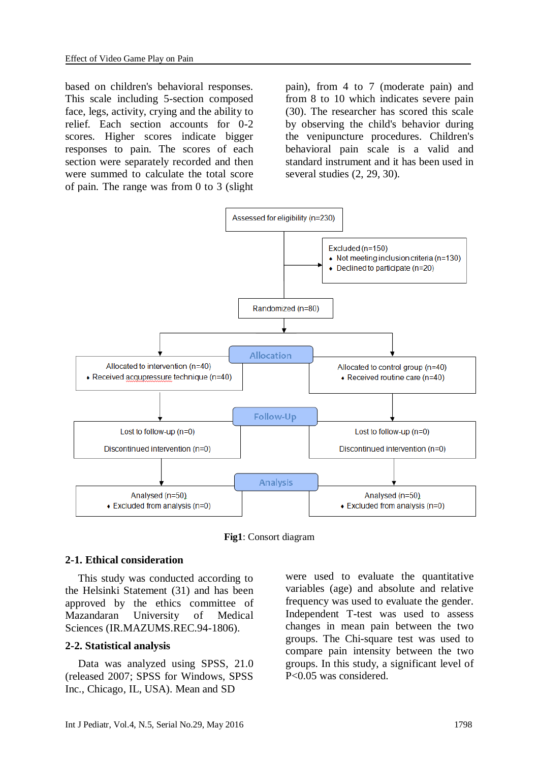based on children's behavioral responses. This scale including 5-section composed face, legs, activity, crying and the ability to relief. Each section accounts for 0-2 scores. Higher scores indicate bigger responses to pain. The scores of each section were separately recorded and then were summed to calculate the total score of pain. The range was from 0 to 3 (slight pain), from 4 to 7 (moderate pain) and from 8 to 10 which indicates severe pain (30). The researcher has scored this scale by observing the child's behavior during the venipuncture procedures. Children's behavioral pain scale is a valid and standard instrument and it has been used in several studies (2, 29, 30).

Assessed for eligibility (n=230)

Excluded (n=150)
- Not meeting inclusion criteria (n=130)
- Declined to participate (n=20)

Randomized (n=80)

**Allocation**

| Allocated to intervention (n=40) | Allocated to control group (n=40) |
|---|---|
| • Received acupressure technique (n=40) | • Received routine care (n=40) |

**Follow-Up**

| Intervention | Control |
|---|---|
| Lost to follow-up (n=0) | Lost to follow-up (n=0) |
| Discontinued intervention (n=0) | Discontinued intervention (n=0) |

**Analysis**

| Intervention | Control |
|---|---|
| Analysed (n=50) | Analysed (n=50) |
| • Excluded from analysis (n=0) | • Excluded from analysis (n=0) |

**Fig1**: Consort diagram

## 2-1. Ethical consideration

This study was conducted according to the Helsinki Statement (31) and has been approved by the ethics committee of Mazandaran University of Medical Sciences (IR.MAZUMS.REC.94-1806).

## 2-2. Statistical analysis

Data was analyzed using SPSS, 21.0 (released 2007; SPSS for Windows, SPSS Inc., Chicago, IL, USA). Mean and SD were used to evaluate the quantitative variables (age) and absolute and relative frequency was used to evaluate the gender. Independent T-test was used to assess changes in mean pain between the two groups. The Chi-square test was used to compare pain intensity between the two groups. In this study, a significant level of P<0.05 was considered.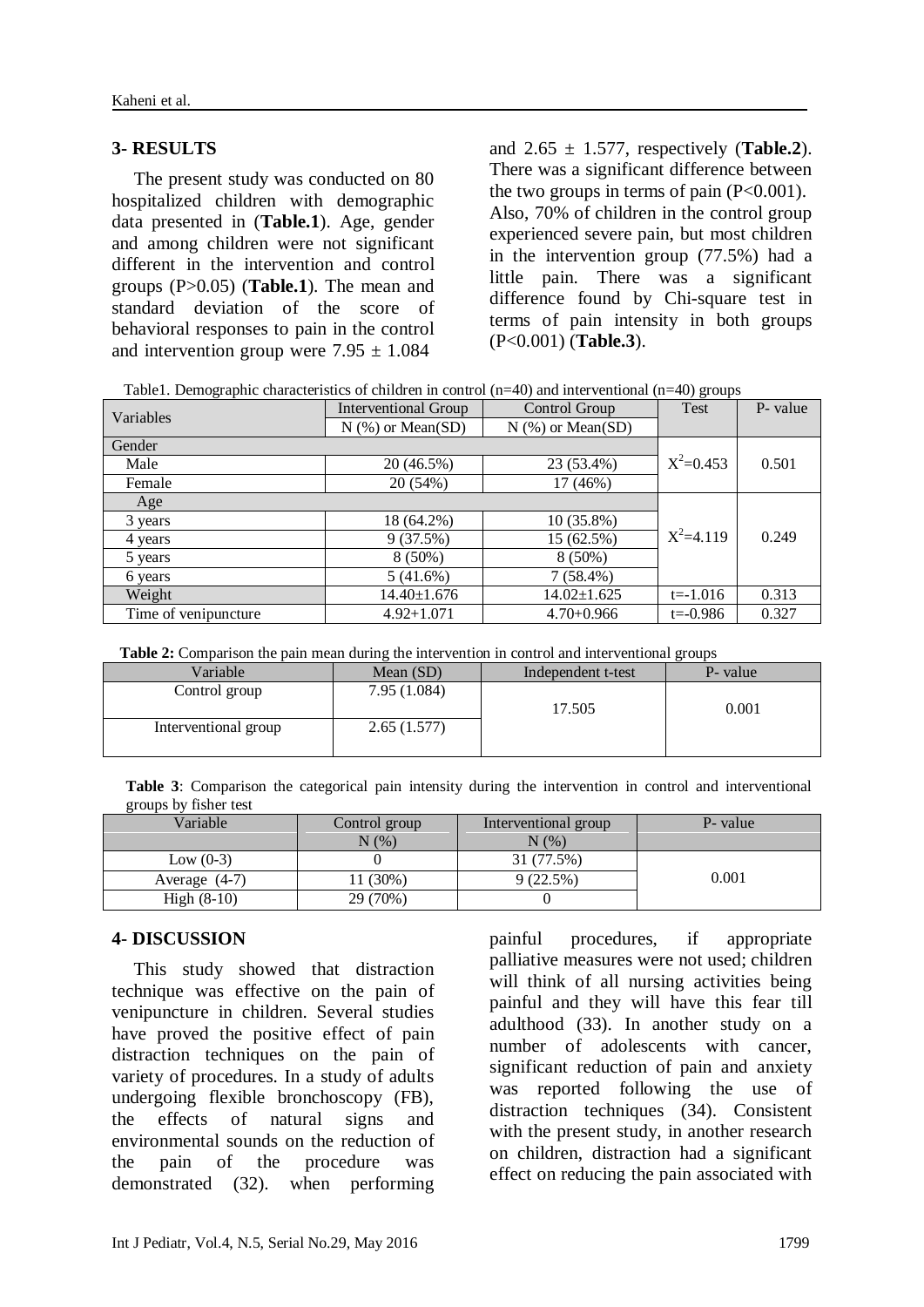## 3- RESULTS

The present study was conducted on 80 hospitalized children with demographic data presented in (**Table.1**). Age, gender and among children were not significant different in the intervention and control groups (P>0.05) (**Table.1**). The mean and standard deviation of the score of behavioral responses to pain in the control and intervention group were 7.95 ± 1.084 and 2.65 ± 1.577, respectively (**Table.2**). There was a significant difference between the two groups in terms of pain (P<0.001). Also, 70% of children in the control group experienced severe pain, but most children in the intervention group (77.5%) had a little pain. There was a significant difference found by Chi-square test in terms of pain intensity in both groups (P<0.001) (**Table.3**).

Table1. Demographic characteristics of children in control (n=40) and interventional (n=40) groups

| Variables | Interventional Group | Control Group | Test | P- value |
|---|---|---|---|---|
| | N (%) or Mean(SD) | N (%) or Mean(SD) | | |
| Gender | | | | |
| Male | 20 (46.5%) | 23 (53.4%) | $X^2$=0.453 | 0.501 |
| Female | 20 (54%) | 17 (46%) | | |
| Age | | | | |
| 3 years | 18 (64.2%) | 10 (35.8%) | $X^2$=4.119 | 0.249 |
| 4 years | 9 (37.5%) | 15 (62.5%) | | |
| 5 years | 8 (50%) | 8 (50%) | | |
| 6 years | 5 (41.6%) | 7 (58.4%) | | |
| Weight | 14.40±1.676 | 14.02±1.625 | t=-1.016 | 0.313 |
| Time of venipuncture | 4.92+1.071 | 4.70+0.966 | t=-0.986 | 0.327 |

**Table 2:** Comparison the pain mean during the intervention in control and interventional groups

| Variable | Mean (SD) | Independent t-test | P- value |
|---|---|---|---|
| Control group | 7.95 (1.084) | 17.505 | 0.001 |
| Interventional group | 2.65 (1.577) | | |

**Table 3**: Comparison the categorical pain intensity during the intervention in control and interventional groups by fisher test

| Variable | Control group | Interventional group | P- value |
|---|---|---|---|
| | N (%) | N (%) | |
| Low (0-3) | 0 | 31 (77.5%) | 0.001 |
| Average (4-7) | 11 (30%) | 9 (22.5%) | |
| High (8-10) | 29 (70%) | 0 | |

## 4- DISCUSSION

This study showed that distraction technique was effective on the pain of venipuncture in children. Several studies have proved the positive effect of pain distraction techniques on the pain of variety of procedures. In a study of adults undergoing flexible bronchoscopy (FB), the effects of natural signs and environmental sounds on the reduction of the pain of the procedure was demonstrated (32). when performing painful procedures, if appropriate palliative measures were not used; children will think of all nursing activities being painful and they will have this fear till adulthood (33). In another study on a number of adolescents with cancer, significant reduction of pain and anxiety was reported following the use of distraction techniques (34). Consistent with the present study, in another research on children, distraction had a significant effect on reducing the pain associated with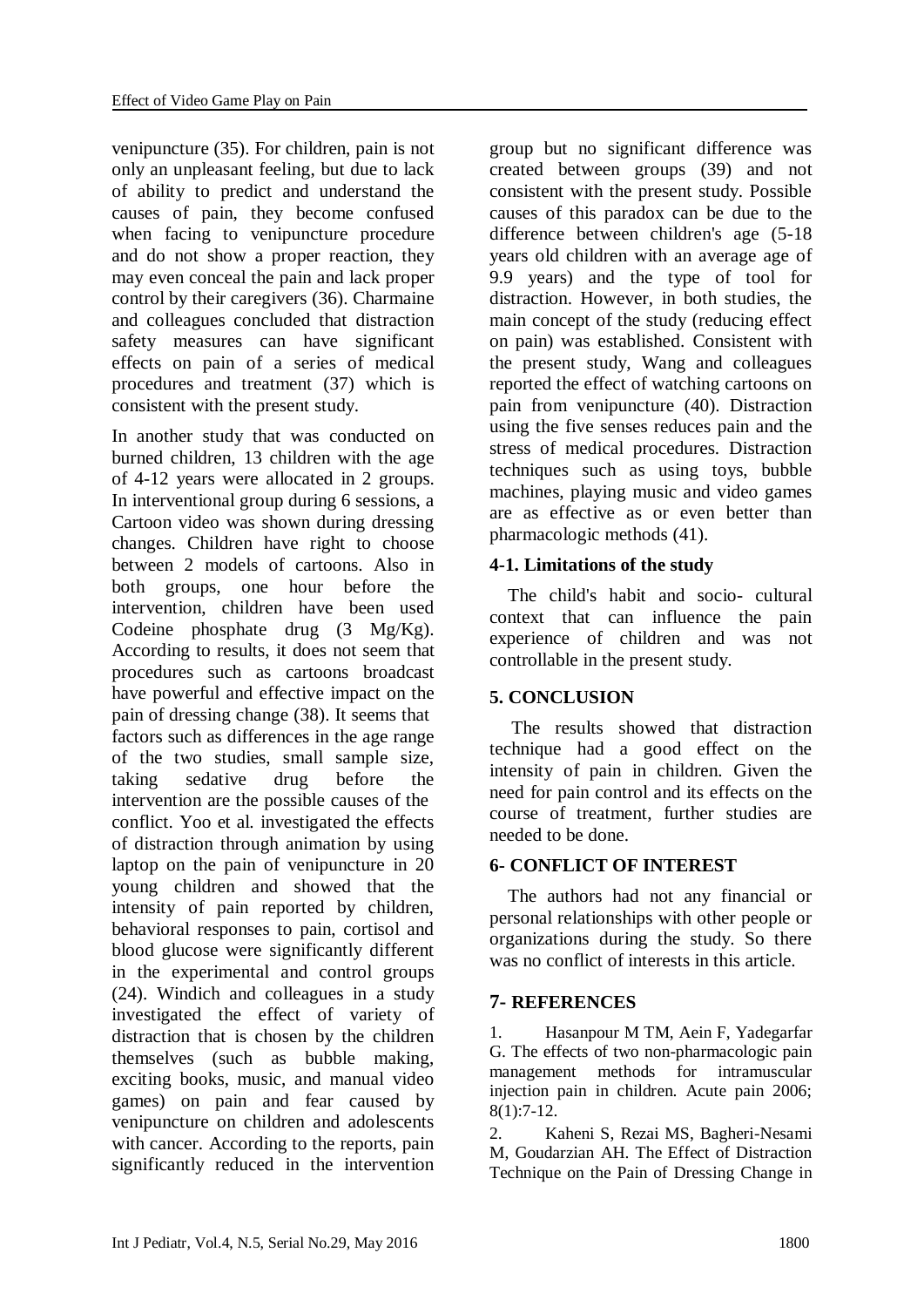venipuncture (35). For children, pain is not only an unpleasant feeling, but due to lack of ability to predict and understand the causes of pain, they become confused when facing to venipuncture procedure and do not show a proper reaction, they may even conceal the pain and lack proper control by their caregivers (36). Charmaine and colleagues concluded that distraction safety measures can have significant effects on pain of a series of medical procedures and treatment (37) which is consistent with the present study.

In another study that was conducted on burned children, 13 children with the age of 4-12 years were allocated in 2 groups. In interventional group during 6 sessions, a Cartoon video was shown during dressing changes. Children have right to choose between 2 models of cartoons. Also in both groups, one hour before the intervention, children have been used Codeine phosphate drug (3 Mg/Kg). According to results, it does not seem that procedures such as cartoons broadcast have powerful and effective impact on the pain of dressing change (38). It seems that factors such as differences in the age range of the two studies, small sample size, taking sedative drug before the intervention are the possible causes of the conflict. Yoo et al. investigated the effects of distraction through animation by using laptop on the pain of venipuncture in 20 young children and showed that the intensity of pain reported by children, behavioral responses to pain, cortisol and blood glucose were significantly different in the experimental and control groups (24). Windich and colleagues in a study investigated the effect of variety of distraction that is chosen by the children themselves (such as bubble making, exciting books, music, and manual video games) on pain and fear caused by venipuncture on children and adolescents with cancer. According to the reports, pain significantly reduced in the intervention group but no significant difference was created between groups (39) and not consistent with the present study. Possible causes of this paradox can be due to the difference between children's age (5-18 years old children with an average age of 9.9 years) and the type of tool for distraction. However, in both studies, the main concept of the study (reducing effect on pain) was established. Consistent with the present study, Wang and colleagues reported the effect of watching cartoons on pain from venipuncture (40). Distraction using the five senses reduces pain and the stress of medical procedures. Distraction techniques such as using toys, bubble machines, playing music and video games are as effective as or even better than pharmacologic methods (41).

### 4-1. Limitations of the study

The child's habit and socio- cultural context that can influence the pain experience of children and was not controllable in the present study.

## 5. CONCLUSION

The results showed that distraction technique had a good effect on the intensity of pain in children. Given the need for pain control and its effects on the course of treatment, further studies are needed to be done.

## 6- CONFLICT OF INTEREST

The authors had not any financial or personal relationships with other people or organizations during the study. So there was no conflict of interests in this article.

## 7- REFERENCES

1. Hasanpour M TM, Aein F, Yadegarfar G. The effects of two non-pharmacologic pain management methods for intramuscular injection pain in children. Acute pain 2006; 8(1):7-12.

2. Kaheni S, Rezai MS, Bagheri-Nesami M, Goudarzian AH. The Effect of Distraction Technique on the Pain of Dressing Change in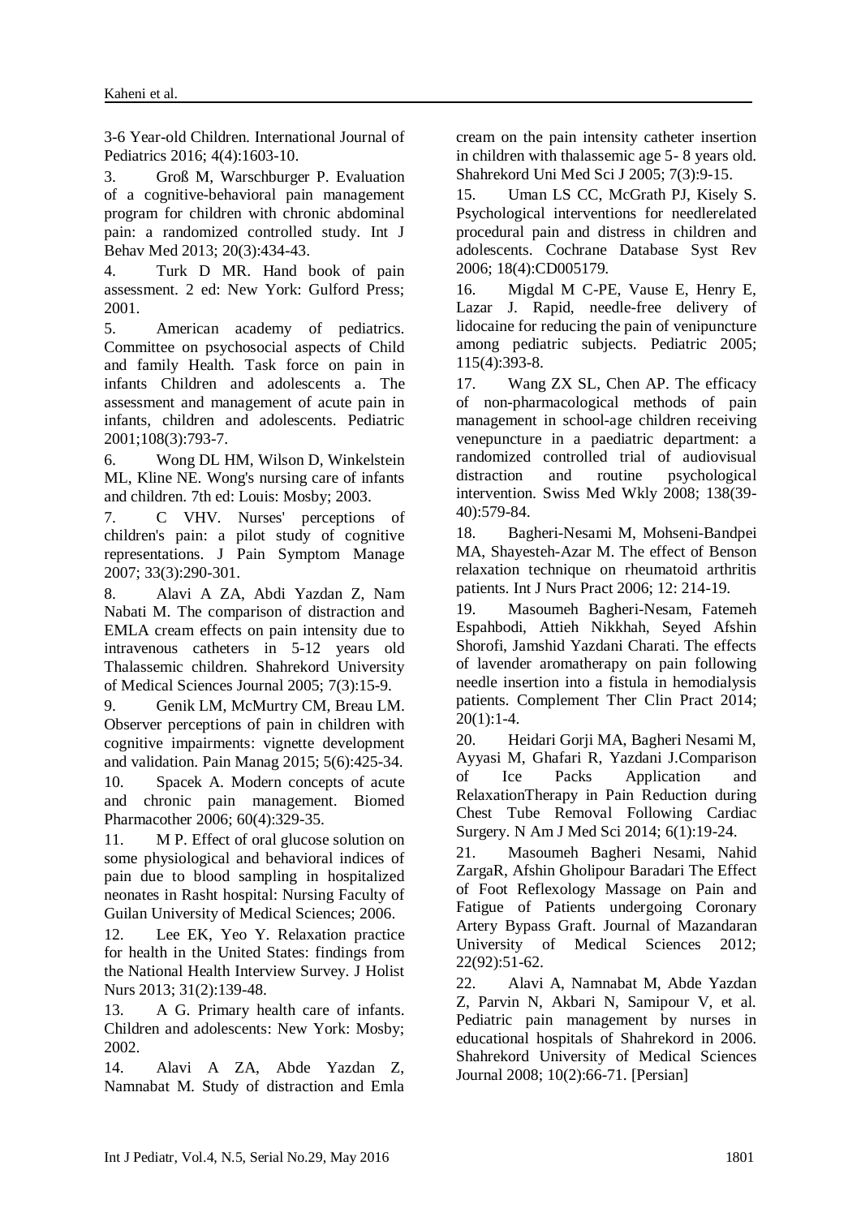3-6 Year-old Children. International Journal of Pediatrics 2016; 4(4):1603-10.

3. Groß M, Warschburger P. Evaluation of a cognitive-behavioral pain management program for children with chronic abdominal pain: a randomized controlled study. Int J Behav Med 2013; 20(3):434-43.

4. Turk D MR. Hand book of pain assessment. 2 ed: New York: Gulford Press; 2001.

5. American academy of pediatrics. Committee on psychosocial aspects of Child and family Health. Task force on pain in infants Children and adolescents a. The assessment and management of acute pain in infants, children and adolescents. Pediatric 2001;108(3):793-7.

6. Wong DL HM, Wilson D, Winkelstein ML, Kline NE. Wong's nursing care of infants and children. 7th ed: Louis: Mosby; 2003.

7. C VHV. Nurses' perceptions of children's pain: a pilot study of cognitive representations. J Pain Symptom Manage 2007; 33(3):290-301.

8. Alavi A ZA, Abdi Yazdan Z, Nam Nabati M. The comparison of distraction and EMLA cream effects on pain intensity due to intravenous catheters in 5-12 years old Thalassemic children. Shahrekord University of Medical Sciences Journal 2005; 7(3):15-9.

9. Genik LM, McMurtry CM, Breau LM. Observer perceptions of pain in children with cognitive impairments: vignette development and validation. Pain Manag 2015; 5(6):425-34.

10. Spacek A. Modern concepts of acute and chronic pain management. Biomed Pharmacother 2006; 60(4):329-35.

11. M P. Effect of oral glucose solution on some physiological and behavioral indices of pain due to blood sampling in hospitalized neonates in Rasht hospital: Nursing Faculty of Guilan University of Medical Sciences; 2006.

12. Lee EK, Yeo Y. Relaxation practice for health in the United States: findings from the National Health Interview Survey. J Holist Nurs 2013; 31(2):139-48.

13. A G. Primary health care of infants. Children and adolescents: New York: Mosby; 2002.

14. Alavi A ZA, Abde Yazdan Z, Namnabat M. Study of distraction and Emla cream on the pain intensity catheter insertion in children with thalassemic age 5- 8 years old. Shahrekord Uni Med Sci J 2005; 7(3):9-15.

15. Uman LS CC, McGrath PJ, Kisely S. Psychological interventions for needlerelated procedural pain and distress in children and adolescents. Cochrane Database Syst Rev 2006; 18(4):CD005179.

16. Migdal M C-PE, Vause E, Henry E, Lazar J. Rapid, needle-free delivery of lidocaine for reducing the pain of venipuncture among pediatric subjects. Pediatric 2005; 115(4):393-8.

17. Wang ZX SL, Chen AP. The efficacy of non-pharmacological methods of pain management in school-age children receiving venepuncture in a paediatric department: a randomized controlled trial of audiovisual distraction and routine psychological intervention. Swiss Med Wkly 2008; 138(39-40):579-84.

18. Bagheri-Nesami M, Mohseni-Bandpei MA, Shayesteh-Azar M. The effect of Benson relaxation technique on rheumatoid arthritis patients. Int J Nurs Pract 2006; 12: 214-19.

19. Masoumeh Bagheri-Nesam, Fatemeh Espahbodi, Attieh Nikkhah, Seyed Afshin Shorofi, Jamshid Yazdani Charati. The effects of lavender aromatherapy on pain following needle insertion into a fistula in hemodialysis patients. Complement Ther Clin Pract 2014; 20(1):1-4.

20. Heidari Gorji MA, Bagheri Nesami M, Ayyasi M, Ghafari R, Yazdani J.Comparison of Ice Packs Application and RelaxationTherapy in Pain Reduction during Chest Tube Removal Following Cardiac Surgery. N Am J Med Sci 2014; 6(1):19-24.

21. Masoumeh Bagheri Nesami, Nahid ZargaR, Afshin Gholipour Baradari The Effect of Foot Reflexology Massage on Pain and Fatigue of Patients undergoing Coronary Artery Bypass Graft. Journal of Mazandaran University of Medical Sciences 2012; 22(92):51-62.

22. Alavi A, Namnabat M, Abde Yazdan Z, Parvin N, Akbari N, Samipour V, et al. Pediatric pain management by nurses in educational hospitals of Shahrekord in 2006. Shahrekord University of Medical Sciences Journal 2008; 10(2):66-71. [Persian]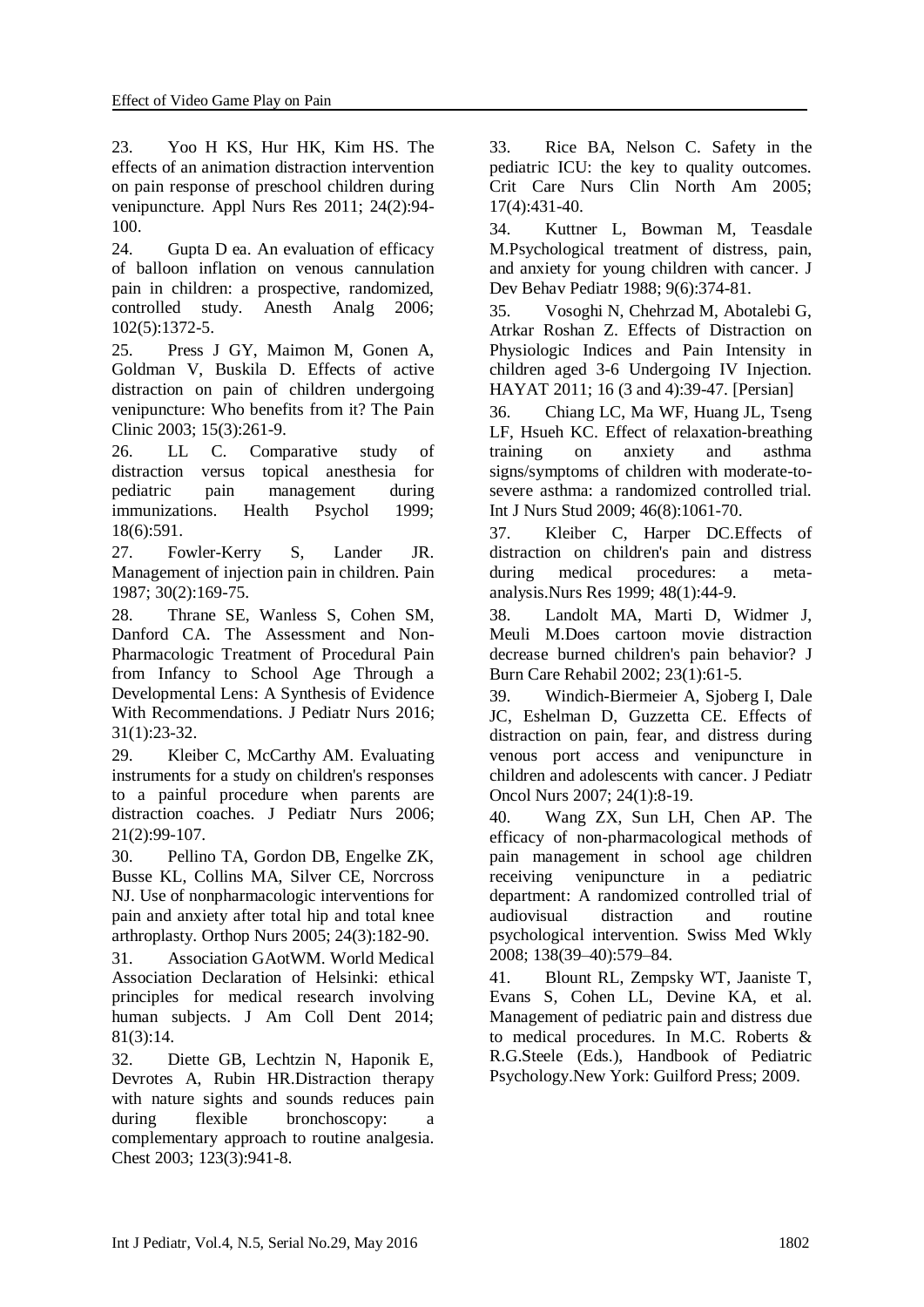23. Yoo H KS, Hur HK, Kim HS. The effects of an animation distraction intervention on pain response of preschool children during venipuncture. Appl Nurs Res 2011; 24(2):94-100.

24. Gupta D ea. An evaluation of efficacy of balloon inflation on venous cannulation pain in children: a prospective, randomized, controlled study. Anesth Analg 2006; 102(5):1372-5.

25. Press J GY, Maimon M, Gonen A, Goldman V, Buskila D. Effects of active distraction on pain of children undergoing venipuncture: Who benefits from it? The Pain Clinic 2003; 15(3):261-9.

26. LL C. Comparative study of distraction versus topical anesthesia for pediatric pain management during immunizations. Health Psychol 1999; 18(6):591.

27. Fowler-Kerry S, Lander JR. Management of injection pain in children. Pain 1987; 30(2):169-75.

28. Thrane SE, Wanless S, Cohen SM, Danford CA. The Assessment and Non-Pharmacologic Treatment of Procedural Pain from Infancy to School Age Through a Developmental Lens: A Synthesis of Evidence With Recommendations. J Pediatr Nurs 2016; 31(1):23-32.

29. Kleiber C, McCarthy AM. Evaluating instruments for a study on children's responses to a painful procedure when parents are distraction coaches. J Pediatr Nurs 2006; 21(2):99-107.

30. Pellino TA, Gordon DB, Engelke ZK, Busse KL, Collins MA, Silver CE, Norcross NJ. Use of nonpharmacologic interventions for pain and anxiety after total hip and total knee arthroplasty. Orthop Nurs 2005; 24(3):182-90.

31. Association GAotWM. World Medical Association Declaration of Helsinki: ethical principles for medical research involving human subjects. J Am Coll Dent 2014; 81(3):14.

32. Diette GB, Lechtzin N, Haponik E, Devrotes A, Rubin HR.Distraction therapy with nature sights and sounds reduces pain during flexible bronchoscopy: a complementary approach to routine analgesia. Chest 2003; 123(3):941-8.

33. Rice BA, Nelson C. Safety in the pediatric ICU: the key to quality outcomes. Crit Care Nurs Clin North Am 2005; 17(4):431-40.

34. Kuttner L, Bowman M, Teasdale M.Psychological treatment of distress, pain, and anxiety for young children with cancer. J Dev Behav Pediatr 1988; 9(6):374-81.

35. Vosoghi N, Chehrzad M, Abotalebi G, Atrkar Roshan Z. Effects of Distraction on Physiologic Indices and Pain Intensity in children aged 3-6 Undergoing IV Injection. HAYAT 2011; 16 (3 and 4):39-47. [Persian]

36. Chiang LC, Ma WF, Huang JL, Tseng LF, Hsueh KC. Effect of relaxation-breathing training on anxiety and asthma signs/symptoms of children with moderate-to-severe asthma: a randomized controlled trial. Int J Nurs Stud 2009; 46(8):1061-70.

37. Kleiber C, Harper DC.Effects of distraction on children's pain and distress during medical procedures: a meta-analysis.Nurs Res 1999; 48(1):44-9.

38. Landolt MA, Marti D, Widmer J, Meuli M.Does cartoon movie distraction decrease burned children's pain behavior? J Burn Care Rehabil 2002; 23(1):61-5.

39. Windich-Biermeier A, Sjoberg I, Dale JC, Eshelman D, Guzzetta CE. Effects of distraction on pain, fear, and distress during venous port access and venipuncture in children and adolescents with cancer. J Pediatr Oncol Nurs 2007; 24(1):8-19.

40. Wang ZX, Sun LH, Chen AP. The efficacy of non-pharmacological methods of pain management in school age children receiving venipuncture in a pediatric department: A randomized controlled trial of audiovisual distraction and routine psychological intervention. Swiss Med Wkly 2008; 138(39–40):579–84.

41. Blount RL, Zempsky WT, Jaaniste T, Evans S, Cohen LL, Devine KA, et al. Management of pediatric pain and distress due to medical procedures. In M.C. Roberts & R.G.Steele (Eds.), Handbook of Pediatric Psychology.New York: Guilford Press; 2009.